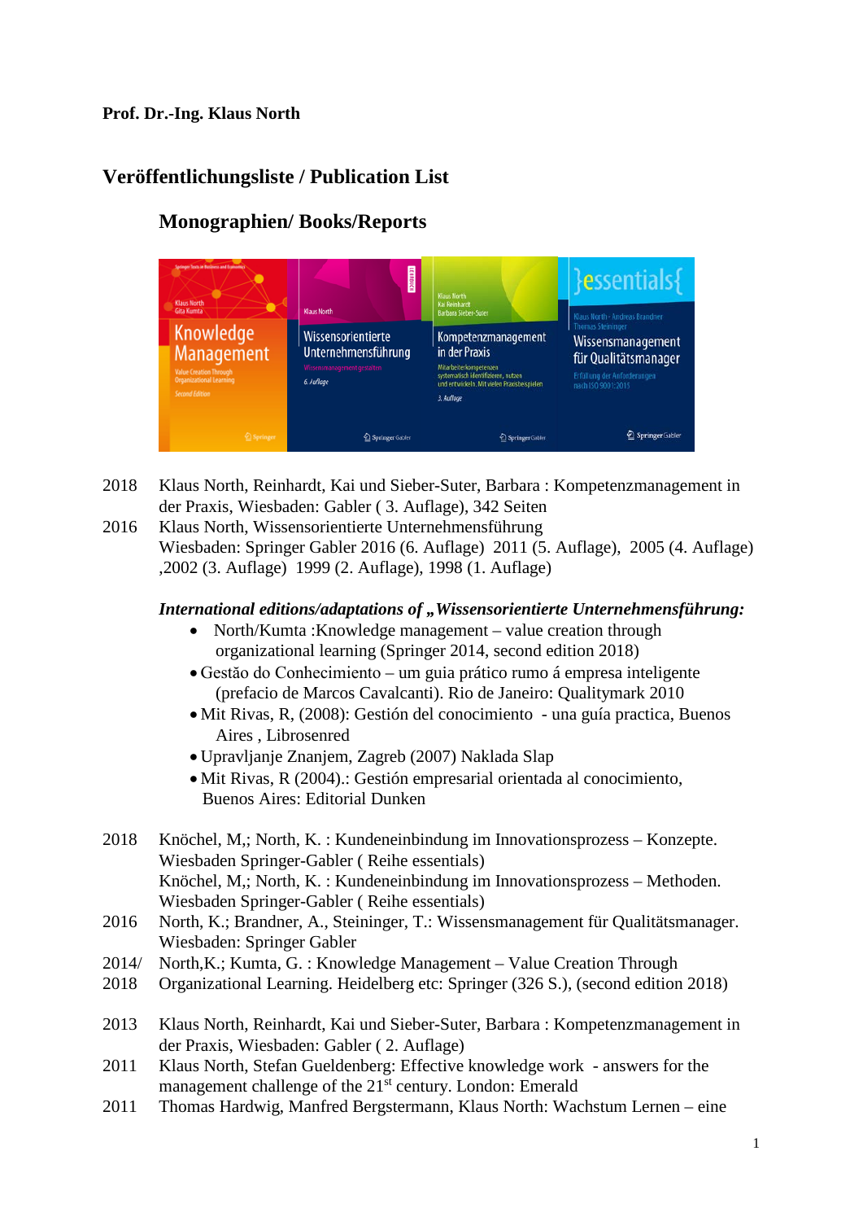**Prof. Dr.-Ing. Klaus North**

# Veröffentlichungsliste / Publication List

## Monographien/ Books/Reports

2018 Klaus North, Reinhardt, Kai und Sieber-Suter, Barbara : Kompetenzmanagement in der Praxis, Wiesbaden: Gabler ( 3. Auflage), 342 Seiten

2016 Klaus North, Wissensorientierte Unternehmensführung Wiesbaden: Springer Gabler 2016 (6. Auflage) 2011 (5. Auflage), 2005 (4. Auflage) ,2002 (3. Auflage) 1999 (2. Auflage), 1998 (1. Auflage)

***International editions/adaptations of „Wissensorientierte Unternehmensführung:***

- North/Kumta :Knowledge management – value creation through organizational learning (Springer 2014, second edition 2018)
- Gestão do Conhecimiento – um guia prático rumo á empresa inteligente (prefacio de Marcos Cavalcanti). Rio de Janeiro: Qualitymark 2010
- Mit Rivas, R, (2008): Gestión del conocimiento - una guía practica, Buenos Aires , Librosenred
- Upravljanje Znanjem, Zagreb (2007) Naklada Slap
- Mit Rivas, R (2004).: Gestión empresarial orientada al conocimiento, Buenos Aires: Editorial Dunken

2018 Knöchel, M,; North, K. : Kundeneinbindung im Innovationsprozess – Konzepte. Wiesbaden Springer-Gabler ( Reihe essentials)
Knöchel, M,; North, K. : Kundeneinbindung im Innovationsprozess – Methoden. Wiesbaden Springer-Gabler ( Reihe essentials)

2016 North, K.; Brandner, A., Steininger, T.: Wissensmanagement für Qualitätsmanager. Wiesbaden: Springer Gabler

2014/ 2018 North,K.; Kumta, G. : Knowledge Management – Value Creation Through Organizational Learning. Heidelberg etc: Springer (326 S.), (second edition 2018)

2013 Klaus North, Reinhardt, Kai und Sieber-Suter, Barbara : Kompetenzmanagement in der Praxis, Wiesbaden: Gabler ( 2. Auflage)

2011 Klaus North, Stefan Gueldenberg: Effective knowledge work - answers for the management challenge of the 21st century. London: Emerald

2011 Thomas Hardwig, Manfred Bergstermann, Klaus North: Wachstum Lernen – eine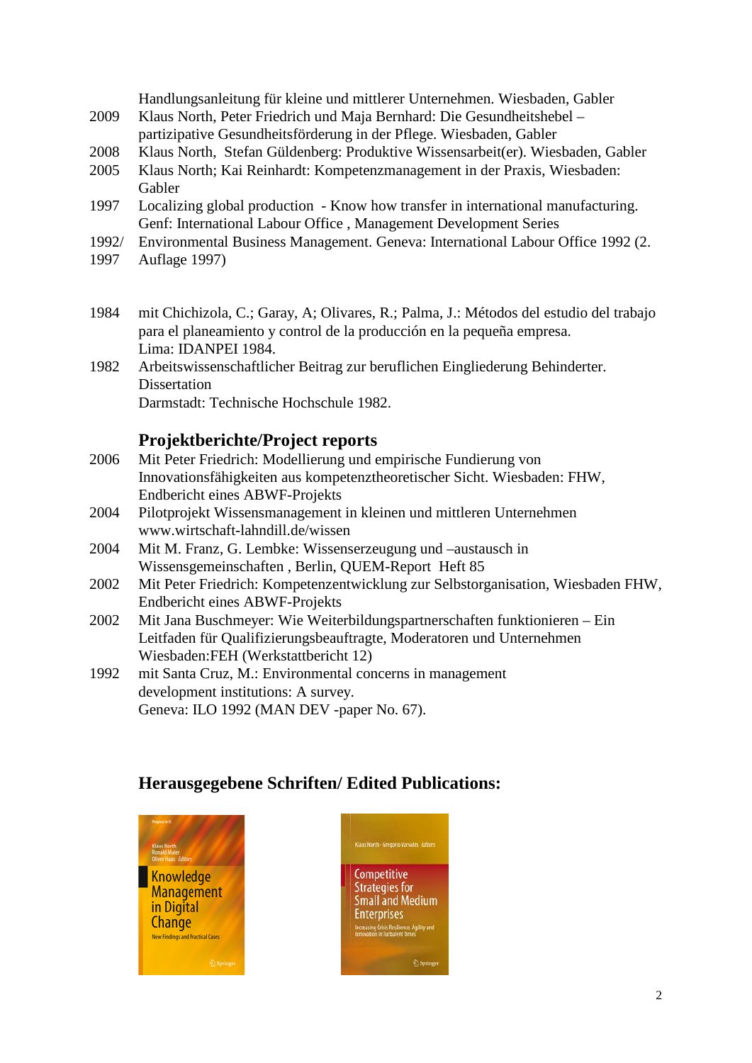Handlungsanleitung für kleine und mittlerer Unternehmen. Wiesbaden, Gabler

2009 Klaus North, Peter Friedrich und Maja Bernhard: Die Gesundheitshebel – partizipative Gesundheitsförderung in der Pflege. Wiesbaden, Gabler

2008 Klaus North, Stefan Güldenberg: Produktive Wissensarbeit(er). Wiesbaden, Gabler

2005 Klaus North; Kai Reinhardt: Kompetenzmanagement in der Praxis, Wiesbaden: Gabler

1997 Localizing global production - Know how transfer in international manufacturing. Genf: International Labour Office , Management Development Series

1992/ 1997 Environmental Business Management. Geneva: International Labour Office 1992 (2. Auflage 1997)

1984 mit Chichizola, C.; Garay, A; Olivares, R.; Palma, J.: Métodos del estudio del trabajo para el planeamiento y control de la producción en la pequeña empresa. Lima: IDANPEI 1984.

1982 Arbeitswissenschaftlicher Beitrag zur beruflichen Eingliederung Behinderter. Dissertation Darmstadt: Technische Hochschule 1982.

## Projektberichte/Project reports

2006 Mit Peter Friedrich: Modellierung und empirische Fundierung von Innovationsfähigkeiten aus kompetenztheoretischer Sicht. Wiesbaden: FHW, Endbericht eines ABWF-Projekts

2004 Pilotprojekt Wissensmanagement in kleinen und mittleren Unternehmen www.wirtschaft-lahndill.de/wissen

2004 Mit M. Franz, G. Lembke: Wissenserzeugung und –austausch in Wissensgemeinschaften , Berlin, QUEM-Report Heft 85

2002 Mit Peter Friedrich: Kompetenzentwicklung zur Selbstorganisation, Wiesbaden FHW, Endbericht eines ABWF-Projekts

2002 Mit Jana Buschmeyer: Wie Weiterbildungspartnerschaften funktionieren – Ein Leitfaden für Qualifizierungsbeauftragte, Moderatoren und Unternehmen Wiesbaden:FEH (Werkstattbericht 12)

1992 mit Santa Cruz, M.: Environmental concerns in management development institutions: A survey. Geneva: ILO 1992 (MAN DEV -paper No. 67).

## Herausgegebene Schriften/ Edited Publications: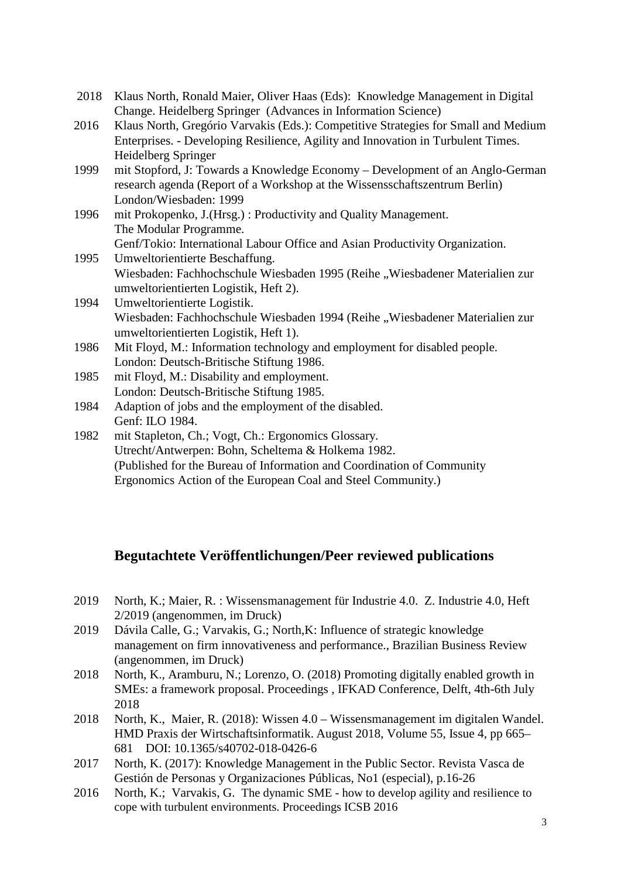2018 Klaus North, Ronald Maier, Oliver Haas (Eds): Knowledge Management in Digital Change. Heidelberg Springer (Advances in Information Science)

2016 Klaus North, Gregório Varvakis (Eds.): Competitive Strategies for Small and Medium Enterprises. - Developing Resilience, Agility and Innovation in Turbulent Times. Heidelberg Springer

1999 mit Stopford, J: Towards a Knowledge Economy – Development of an Anglo-German research agenda (Report of a Workshop at the Wissensschaftszentrum Berlin) London/Wiesbaden: 1999

1996 mit Prokopenko, J.(Hrsg.) : Productivity and Quality Management. The Modular Programme. Genf/Tokio: International Labour Office and Asian Productivity Organization.

1995 Umweltorientierte Beschaffung. Wiesbaden: Fachhochschule Wiesbaden 1995 (Reihe „Wiesbadener Materialien zur umweltorientierten Logistik, Heft 2).

1994 Umweltorientierte Logistik. Wiesbaden: Fachhochschule Wiesbaden 1994 (Reihe „Wiesbadener Materialien zur umweltorientierten Logistik, Heft 1).

1986 Mit Floyd, M.: Information technology and employment for disabled people. London: Deutsch-Britische Stiftung 1986.

1985 mit Floyd, M.: Disability and employment. London: Deutsch-Britische Stiftung 1985.

1984 Adaption of jobs and the employment of the disabled. Genf: ILO 1984.

1982 mit Stapleton, Ch.; Vogt, Ch.: Ergonomics Glossary. Utrecht/Antwerpen: Bohn, Scheltema & Holkema 1982. (Published for the Bureau of Information and Coordination of Community Ergonomics Action of the European Coal and Steel Community.)

## Begutachtete Veröffentlichungen/Peer reviewed publications

2019 North, K.; Maier, R. : Wissensmanagement für Industrie 4.0. Z. Industrie 4.0, Heft 2/2019 (angenommen, im Druck)

2019 Dávila Calle, G.; Varvakis, G.; North,K: Influence of strategic knowledge management on firm innovativeness and performance., Brazilian Business Review (angenommen, im Druck)

2018 North, K., Aramburu, N.; Lorenzo, O. (2018) Promoting digitally enabled growth in SMEs: a framework proposal. Proceedings , IFKAD Conference, Delft, 4th-6th July 2018

2018 North, K., Maier, R. (2018): Wissen 4.0 – Wissensmanagement im digitalen Wandel. HMD Praxis der Wirtschaftsinformatik. August 2018, Volume 55, Issue 4, pp 665–681 DOI: 10.1365/s40702-018-0426-6

2017 North, K. (2017): Knowledge Management in the Public Sector. Revista Vasca de Gestión de Personas y Organizaciones Públicas, No1 (especial), p.16-26

2016 North, K.; Varvakis, G. The dynamic SME - how to develop agility and resilience to cope with turbulent environments. Proceedings ICSB 2016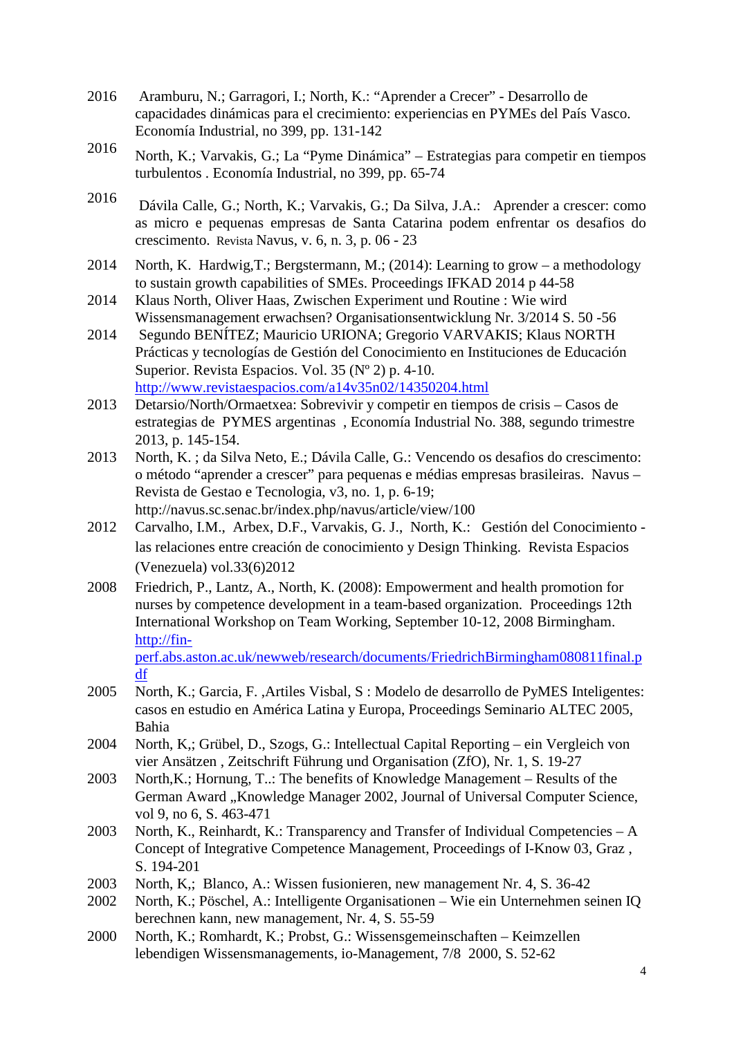2016 Aramburu, N.; Garragori, I.; North, K.: “Aprender a Crecer” - Desarrollo de capacidades dinámicas para el crecimiento: experiencias en PYMEs del País Vasco. Economía Industrial, no 399, pp. 131-142

2016 North, K.; Varvakis, G.; La “Pyme Dinámica” – Estrategias para competir en tiempos turbulentos . Economía Industrial, no 399, pp. 65-74

2016 Dávila Calle, G.; North, K.; Varvakis, G.; Da Silva, J.A.: Aprender a crescer: como as micro e pequenas empresas de Santa Catarina podem enfrentar os desafios do crescimento. Revista Navus, v. 6, n. 3, p. 06 - 23

2014 North, K. Hardwig,T.; Bergstermann, M.; (2014): Learning to grow – a methodology to sustain growth capabilities of SMEs. Proceedings IFKAD 2014 p 44-58

2014 Klaus North, Oliver Haas, Zwischen Experiment und Routine : Wie wird Wissensmanagement erwachsen? Organisationsentwicklung Nr. 3/2014 S. 50 -56

2014 Segundo BENÍTEZ; Mauricio URIONA; Gregorio VARVAKIS; Klaus NORTH Prácticas y tecnologías de Gestión del Conocimiento en Instituciones de Educación Superior. Revista Espacios. Vol. 35 (Nº 2) p. 4-10. http://www.revistaespacios.com/a14v35n02/14350204.html

2013 Detarsio/North/Ormaetxea: Sobrevivir y competir en tiempos de crisis – Casos de estrategias de PYMES argentinas , Economía Industrial No. 388, segundo trimestre 2013, p. 145-154.

2013 North, K. ; da Silva Neto, E.; Dávila Calle, G.: Vencendo os desafios do crescimento: o método “aprender a crescer” para pequenas e médias empresas brasileiras. Navus – Revista de Gestao e Tecnologia, v3, no. 1, p. 6-19; http://navus.sc.senac.br/index.php/navus/article/view/100

2012 Carvalho, I.M., Arbex, D.F., Varvakis, G. J., North, K.: Gestión del Conocimiento - las relaciones entre creación de conocimiento y Design Thinking. Revista Espacios (Venezuela) vol.33(6)2012

2008 Friedrich, P., Lantz, A., North, K. (2008): Empowerment and health promotion for nurses by competence development in a team-based organization. Proceedings 12th International Workshop on Team Working, September 10-12, 2008 Birmingham. http://fin-perf.abs.aston.ac.uk/newweb/research/documents/FriedrichBirmingham080811final.pdf

2005 North, K.; Garcia, F. ,Artiles Visbal, S : Modelo de desarrollo de PyMES Inteligentes: casos en estudio en América Latina y Europa, Proceedings Seminario ALTEC 2005, Bahia

2004 North, K,; Grübel, D., Szogs, G.: Intellectual Capital Reporting – ein Vergleich von vier Ansätzen , Zeitschrift Führung und Organisation (ZfO), Nr. 1, S. 19-27

2003 North,K.; Hornung, T..: The benefits of Knowledge Management – Results of the German Award „Knowledge Manager 2002, Journal of Universal Computer Science, vol 9, no 6, S. 463-471

2003 North, K., Reinhardt, K.: Transparency and Transfer of Individual Competencies – A Concept of Integrative Competence Management, Proceedings of I-Know 03, Graz , S. 194-201

2003 North, K,; Blanco, A.: Wissen fusionieren, new management Nr. 4, S. 36-42

2002 North, K.; Pöschel, A.: Intelligente Organisationen – Wie ein Unternehmen seinen IQ berechnen kann, new management, Nr. 4, S. 55-59

2000 North, K.; Romhardt, K.; Probst, G.: Wissensgemeinschaften – Keimzellen lebendigen Wissensmanagements, io-Management, 7/8 2000, S. 52-62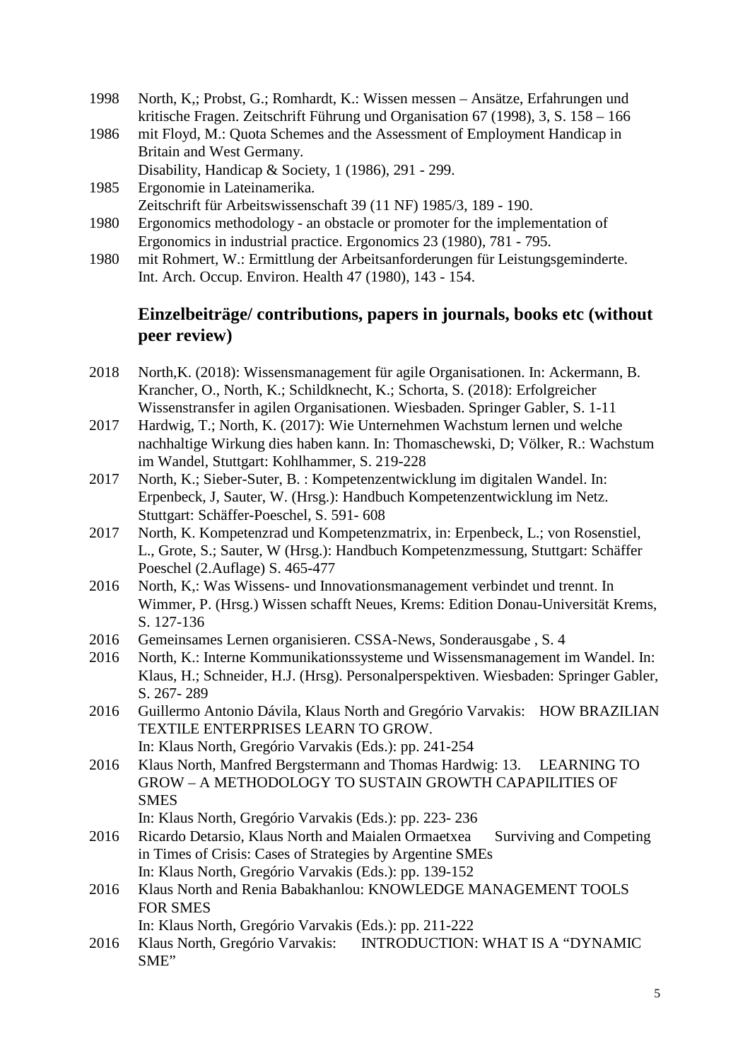1998 North, K,; Probst, G.; Romhardt, K.: Wissen messen – Ansätze, Erfahrungen und kritische Fragen. Zeitschrift Führung und Organisation 67 (1998), 3, S. 158 – 166

1986 mit Floyd, M.: Quota Schemes and the Assessment of Employment Handicap in Britain and West Germany.
Disability, Handicap & Society, 1 (1986), 291 - 299.

1985 Ergonomie in Lateinamerika.
Zeitschrift für Arbeitswissenschaft 39 (11 NF) 1985/3, 189 - 190.

1980 Ergonomics methodology - an obstacle or promoter for the implementation of Ergonomics in industrial practice. Ergonomics 23 (1980), 781 - 795.

1980 mit Rohmert, W.: Ermittlung der Arbeitsanforderungen für Leistungsgeminderte. Int. Arch. Occup. Environ. Health 47 (1980), 143 - 154.

## Einzelbeiträge/ contributions, papers in journals, books etc (without peer review)

2018 North,K. (2018): Wissensmanagement für agile Organisationen. In: Ackermann, B. Krancher, O., North, K.; Schildknecht, K.; Schorta, S. (2018): Erfolgreicher Wissenstransfer in agilen Organisationen. Wiesbaden. Springer Gabler, S. 1-11

2017 Hardwig, T.; North, K. (2017): Wie Unternehmen Wachstum lernen und welche nachhaltige Wirkung dies haben kann. In: Thomaschewski, D; Völker, R.: Wachstum im Wandel, Stuttgart: Kohlhammer, S. 219-228

2017 North, K.; Sieber-Suter, B. : Kompetenzentwicklung im digitalen Wandel. In: Erpenbeck, J, Sauter, W. (Hrsg.): Handbuch Kompetenzentwicklung im Netz. Stuttgart: Schäffer-Poeschel, S. 591- 608

2017 North, K. Kompetenzrad und Kompetenzmatrix, in: Erpenbeck, L.; von Rosenstiel, L., Grote, S.; Sauter, W (Hrsg.): Handbuch Kompetenzmessung, Stuttgart: Schäffer Poeschel (2.Auflage) S. 465-477

2016 North, K,: Was Wissens- und Innovationsmanagement verbindet und trennt. In Wimmer, P. (Hrsg.) Wissen schafft Neues, Krems: Edition Donau-Universität Krems, S. 127-136

2016 Gemeinsames Lernen organisieren. CSSA-News, Sonderausgabe , S. 4

2016 North, K.: Interne Kommunikationssysteme und Wissensmanagement im Wandel. In: Klaus, H.; Schneider, H.J. (Hrsg). Personalperspektiven. Wiesbaden: Springer Gabler, S. 267- 289

2016 Guillermo Antonio Dávila, Klaus North and Gregório Varvakis: HOW BRAZILIAN TEXTILE ENTERPRISES LEARN TO GROW.
In: Klaus North, Gregório Varvakis (Eds.): pp. 241-254

2016 Klaus North, Manfred Bergstermann and Thomas Hardwig: 13. LEARNING TO GROW – A METHODOLOGY TO SUSTAIN GROWTH CAPAPILITIES OF SMES
In: Klaus North, Gregório Varvakis (Eds.): pp. 223- 236

2016 Ricardo Detarsio, Klaus North and Maialen Ormaetxea Surviving and Competing in Times of Crisis: Cases of Strategies by Argentine SMEs
In: Klaus North, Gregório Varvakis (Eds.): pp. 139-152

2016 Klaus North and Renia Babakhanlou: KNOWLEDGE MANAGEMENT TOOLS FOR SMES
In: Klaus North, Gregório Varvakis (Eds.): pp. 211-222

2016 Klaus North, Gregório Varvakis: INTRODUCTION: WHAT IS A “DYNAMIC SME”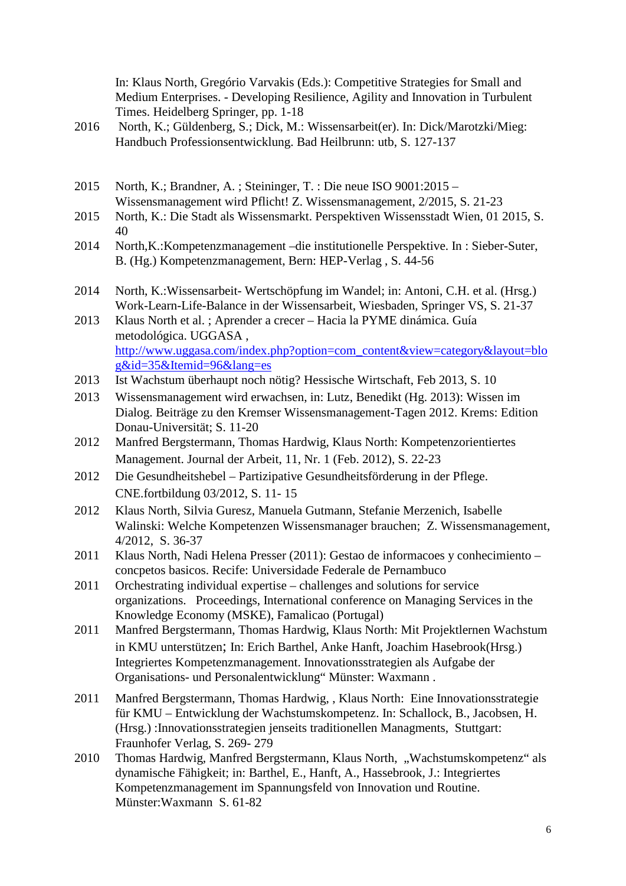In: Klaus North, Gregório Varvakis (Eds.): Competitive Strategies for Small and Medium Enterprises. - Developing Resilience, Agility and Innovation in Turbulent Times. Heidelberg Springer, pp. 1-18

2016 North, K.; Güldenberg, S.; Dick, M.: Wissensarbeit(er). In: Dick/Marotzki/Mieg: Handbuch Professionsentwicklung. Bad Heilbrunn: utb, S. 127-137

2015 North, K.; Brandner, A. ; Steininger, T. : Die neue ISO 9001:2015 – Wissensmanagement wird Pflicht! Z. Wissensmanagement, 2/2015, S. 21-23

2015 North, K.: Die Stadt als Wissensmarkt. Perspektiven Wissensstadt Wien, 01 2015, S. 40

2014 North,K.:Kompetenzmanagement –die institutionelle Perspektive. In : Sieber-Suter, B. (Hg.) Kompetenzmanagement, Bern: HEP-Verlag , S. 44-56

2014 North, K.:Wissensarbeit- Wertschöpfung im Wandel; in: Antoni, C.H. et al. (Hrsg.) Work-Learn-Life-Balance in der Wissensarbeit, Wiesbaden, Springer VS, S. 21-37

2013 Klaus North et al. ; Aprender a crecer – Hacia la PYME dinámica. Guía metodológica. UGGASA , http://www.uggasa.com/index.php?option=com_content&view=category&layout=blog&id=35&Itemid=96&lang=es

2013 Ist Wachstum überhaupt noch nötig? Hessische Wirtschaft, Feb 2013, S. 10

2013 Wissensmanagement wird erwachsen, in: Lutz, Benedikt (Hg. 2013): Wissen im Dialog. Beiträge zu den Kremser Wissensmanagement-Tagen 2012. Krems: Edition Donau-Universität; S. 11-20

2012 Manfred Bergstermann, Thomas Hardwig, Klaus North: Kompetenzorientiertes Management. Journal der Arbeit, 11, Nr. 1 (Feb. 2012), S. 22-23

2012 Die Gesundheitshebel – Partizipative Gesundheitsförderung in der Pflege. CNE.fortbildung 03/2012, S. 11- 15

2012 Klaus North, Silvia Guresz, Manuela Gutmann, Stefanie Merzenich, Isabelle Walinski: Welche Kompetenzen Wissensmanager brauchen; Z. Wissensmanagement, 4/2012, S. 36-37

2011 Klaus North, Nadi Helena Presser (2011): Gestao de informacoes y conhecimiento – concpetos basicos. Recife: Universidade Federale de Pernambuco

2011 Orchestrating individual expertise – challenges and solutions for service organizations. Proceedings, International conference on Managing Services in the Knowledge Economy (MSKE), Famalicao (Portugal)

2011 Manfred Bergstermann, Thomas Hardwig, Klaus North: Mit Projektlernen Wachstum in KMU unterstützen; In: Erich Barthel, Anke Hanft, Joachim Hasebrook(Hrsg.) Integriertes Kompetenzmanagement. Innovationsstrategien als Aufgabe der Organisations- und Personalentwicklung“ Münster: Waxmann .

2011 Manfred Bergstermann, Thomas Hardwig, , Klaus North: Eine Innovationsstrategie für KMU – Entwicklung der Wachstumskompetenz. In: Schallock, B., Jacobsen, H. (Hrsg.) :Innovationsstrategien jenseits traditionellen Managments, Stuttgart: Fraunhofer Verlag, S. 269- 279

2010 Thomas Hardwig, Manfred Bergstermann, Klaus North, „Wachstumskompetenz“ als dynamische Fähigkeit; in: Barthel, E., Hanft, A., Hassebrook, J.: Integriertes Kompetenzmanagement im Spannungsfeld von Innovation und Routine. Münster:Waxmann S. 61-82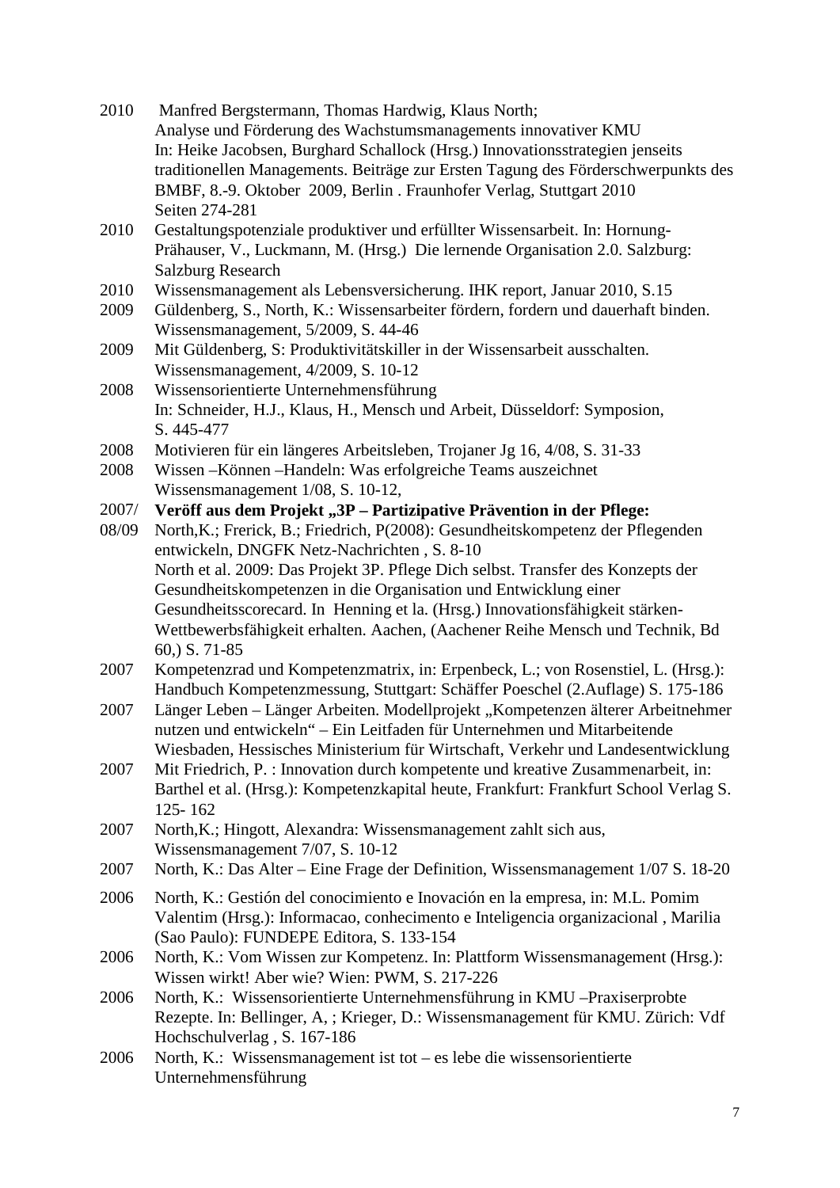2010 Manfred Bergstermann, Thomas Hardwig, Klaus North;
Analyse und Förderung des Wachstumsmanagements innovativer KMU
In: Heike Jacobsen, Burghard Schallock (Hrsg.) Innovationsstrategien jenseits traditionellen Managements. Beiträge zur Ersten Tagung des Förderschwerpunkts des BMBF, 8.-9. Oktober 2009, Berlin . Fraunhofer Verlag, Stuttgart 2010
Seiten 274-281

2010 Gestaltungspotenziale produktiver und erfüllter Wissensarbeit. In: Hornung-Prähauser, V., Luckmann, M. (Hrsg.) Die lernende Organisation 2.0. Salzburg: Salzburg Research

2010 Wissensmanagement als Lebensversicherung. IHK report, Januar 2010, S.15

2009 Güldenberg, S., North, K.: Wissensarbeiter fördern, fordern und dauerhaft binden. Wissensmanagement, 5/2009, S. 44-46

2009 Mit Güldenberg, S: Produktivitätskiller in der Wissensarbeit ausschalten. Wissensmanagement, 4/2009, S. 10-12

2008 Wissensorientierte Unternehmensführung
In: Schneider, H.J., Klaus, H., Mensch und Arbeit, Düsseldorf: Symposion, S. 445-477

2008 Motivieren für ein längeres Arbeitsleben, Trojaner Jg 16, 4/08, S. 31-33

2008 Wissen –Können –Handeln: Was erfolgreiche Teams auszeichnet
Wissensmanagement 1/08, S. 10-12,

2007/08/09 **Veröff aus dem Projekt „3P – Partizipative Prävention in der Pflege:**
North,K.; Frerick, B.; Friedrich, P(2008): Gesundheitskompetenz der Pflegenden entwickeln, DNGFK Netz-Nachrichten , S. 8-10
North et al. 2009: Das Projekt 3P. Pflege Dich selbst. Transfer des Konzepts der Gesundheitskompetenzen in die Organisation und Entwicklung einer Gesundheitsscorecard. In Henning et la. (Hrsg.) Innovationsfähigkeit stärken-Wettbewerbsfähigkeit erhalten. Aachen, (Aachener Reihe Mensch und Technik, Bd 60,) S. 71-85

2007 Kompetenzrad und Kompetenzmatrix, in: Erpenbeck, L.; von Rosenstiel, L. (Hrsg.): Handbuch Kompetenzmessung, Stuttgart: Schäffer Poeschel (2.Auflage) S. 175-186

2007 Länger Leben – Länger Arbeiten. Modellprojekt „Kompetenzen älterer Arbeitnehmer nutzen und entwickeln“ – Ein Leitfaden für Unternehmen und Mitarbeitende
Wiesbaden, Hessisches Ministerium für Wirtschaft, Verkehr und Landesentwicklung

2007 Mit Friedrich, P. : Innovation durch kompetente und kreative Zusammenarbeit, in: Barthel et al. (Hrsg.): Kompetenzkapital heute, Frankfurt: Frankfurt School Verlag S. 125- 162

2007 North,K.; Hingott, Alexandra: Wissensmanagement zahlt sich aus, Wissensmanagement 7/07, S. 10-12

2007 North, K.: Das Alter – Eine Frage der Definition, Wissensmanagement 1/07 S. 18-20

2006 North, K.: Gestión del conocimiento e Inovación en la empresa, in: M.L. Pomim Valentim (Hrsg.): Informacao, conhecimento e Inteligencia organizacional , Marilia (Sao Paulo): FUNDEPE Editora, S. 133-154

2006 North, K.: Vom Wissen zur Kompetenz. In: Plattform Wissensmanagement (Hrsg.): Wissen wirkt! Aber wie? Wien: PWM, S. 217-226

2006 North, K.: Wissensorientierte Unternehmensführung in KMU –Praxiserprobte Rezepte. In: Bellinger, A, ; Krieger, D.: Wissensmanagement für KMU. Zürich: Vdf Hochschulverlag , S. 167-186

2006 North, K.: Wissensmanagement ist tot – es lebe die wissensorientierte Unternehmensführung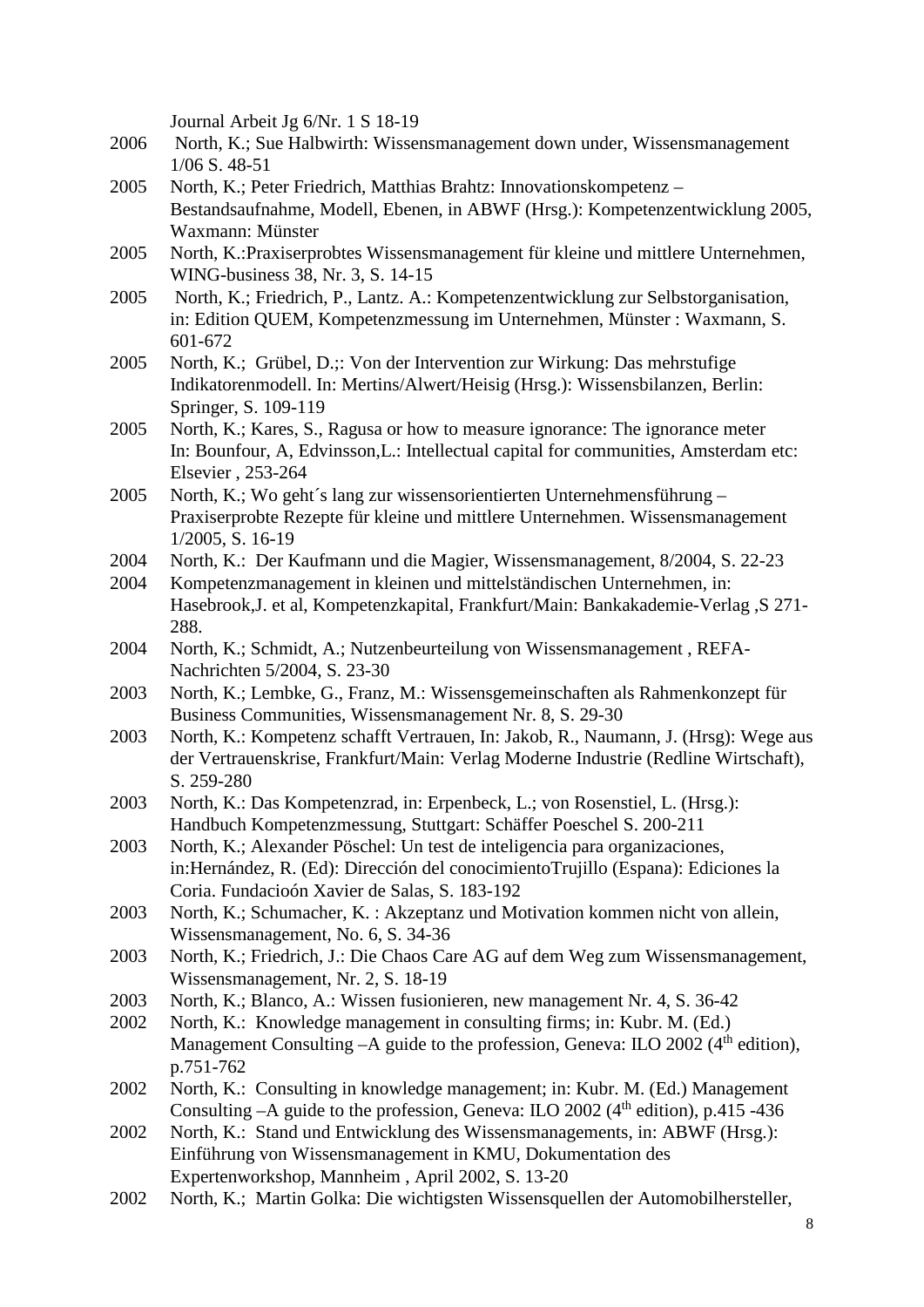Journal Arbeit Jg 6/Nr. 1 S 18-19

2006 North, K.; Sue Halbwirth: Wissensmanagement down under, Wissensmanagement 1/06 S. 48-51

2005 North, K.; Peter Friedrich, Matthias Brahtz: Innovationskompetenz – Bestandsaufnahme, Modell, Ebenen, in ABWF (Hrsg.): Kompetenzentwicklung 2005, Waxmann: Münster

2005 North, K.:Praxiserprobtes Wissensmanagement für kleine und mittlere Unternehmen, WING-business 38, Nr. 3, S. 14-15

2005 North, K.; Friedrich, P., Lantz. A.: Kompetenzentwicklung zur Selbstorganisation, in: Edition QUEM, Kompetenzmessung im Unternehmen, Münster : Waxmann, S. 601-672

2005 North, K.; Grübel, D.;: Von der Intervention zur Wirkung: Das mehrstufige Indikatorenmodell. In: Mertins/Alwert/Heisig (Hrsg.): Wissensbilanzen, Berlin: Springer, S. 109-119

2005 North, K.; Kares, S., Ragusa or how to measure ignorance: The ignorance meter In: Bounfour, A, Edvinsson,L.: Intellectual capital for communities, Amsterdam etc: Elsevier , 253-264

2005 North, K.; Wo geht´s lang zur wissensorientierten Unternehmensführung – Praxiserprobte Rezepte für kleine und mittlere Unternehmen. Wissensmanagement 1/2005, S. 16-19

2004 North, K.: Der Kaufmann und die Magier, Wissensmanagement, 8/2004, S. 22-23

2004 Kompetenzmanagement in kleinen und mittelständischen Unternehmen, in: Hasebrook,J. et al, Kompetenzkapital, Frankfurt/Main: Bankakademie-Verlag ,S 271-288.

2004 North, K.; Schmidt, A.; Nutzenbeurteilung von Wissensmanagement , REFA-Nachrichten 5/2004, S. 23-30

2003 North, K.; Lembke, G., Franz, M.: Wissensgemeinschaften als Rahmenkonzept für Business Communities, Wissensmanagement Nr. 8, S. 29-30

2003 North, K.: Kompetenz schafft Vertrauen, In: Jakob, R., Naumann, J. (Hrsg): Wege aus der Vertrauenskrise, Frankfurt/Main: Verlag Moderne Industrie (Redline Wirtschaft), S. 259-280

2003 North, K.: Das Kompetenzrad, in: Erpenbeck, L.; von Rosenstiel, L. (Hrsg.): Handbuch Kompetenzmessung, Stuttgart: Schäffer Poeschel S. 200-211

2003 North, K.; Alexander Pöschel: Un test de inteligencia para organizaciones, in:Hernández, R. (Ed): Dirección del conocimientoTrujillo (Espana): Ediciones la Coria. Fundacioón Xavier de Salas, S. 183-192

2003 North, K.; Schumacher, K. : Akzeptanz und Motivation kommen nicht von allein, Wissensmanagement, No. 6, S. 34-36

2003 North, K.; Friedrich, J.: Die Chaos Care AG auf dem Weg zum Wissensmanagement, Wissensmanagement, Nr. 2, S. 18-19

2003 North, K.; Blanco, A.: Wissen fusionieren, new management Nr. 4, S. 36-42

2002 North, K.: Knowledge management in consulting firms; in: Kubr. M. (Ed.) Management Consulting –A guide to the profession, Geneva: ILO 2002 (4th edition), p.751-762

2002 North, K.: Consulting in knowledge management; in: Kubr. M. (Ed.) Management Consulting –A guide to the profession, Geneva: ILO 2002 (4th edition), p.415 -436

2002 North, K.: Stand und Entwicklung des Wissensmanagements, in: ABWF (Hrsg.): Einführung von Wissensmanagement in KMU, Dokumentation des Expertenworkshop, Mannheim , April 2002, S. 13-20

2002 North, K.; Martin Golka: Die wichtigsten Wissensquellen der Automobilhersteller,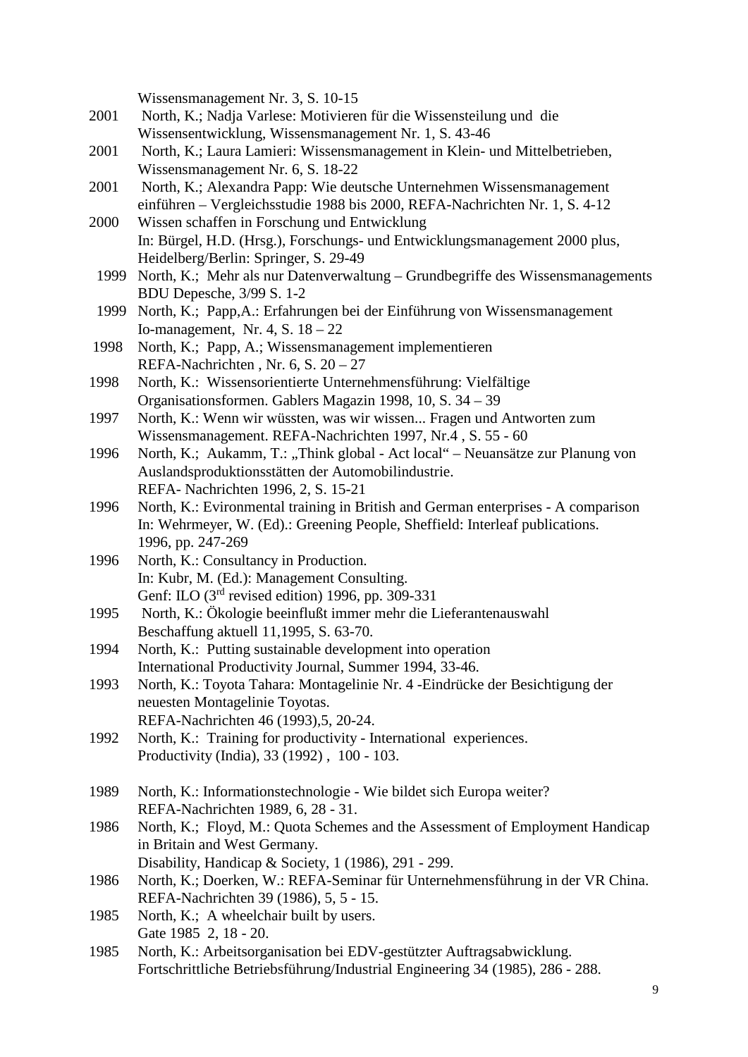Wissensmanagement Nr. 3, S. 10-15

2001 North, K.; Nadja Varlese: Motivieren für die Wissensteilung und die Wissensentwicklung, Wissensmanagement Nr. 1, S. 43-46

2001 North, K.; Laura Lamieri: Wissensmanagement in Klein- und Mittelbetrieben, Wissensmanagement Nr. 6, S. 18-22

2001 North, K.; Alexandra Papp: Wie deutsche Unternehmen Wissensmanagement einführen – Vergleichsstudie 1988 bis 2000, REFA-Nachrichten Nr. 1, S. 4-12

2000 Wissen schaffen in Forschung und Entwicklung
In: Bürgel, H.D. (Hrsg.), Forschungs- und Entwicklungsmanagement 2000 plus, Heidelberg/Berlin: Springer, S. 29-49

1999 North, K.; Mehr als nur Datenverwaltung – Grundbegriffe des Wissensmanagements BDU Depesche, 3/99 S. 1-2

1999 North, K.; Papp,A.: Erfahrungen bei der Einführung von Wissensmanagement Io-management, Nr. 4, S. 18 – 22

1998 North, K.; Papp, A.; Wissensmanagement implementieren
REFA-Nachrichten , Nr. 6, S. 20 – 27

1998 North, K.: Wissensorientierte Unternehmensführung: Vielfältige Organisationsformen. Gablers Magazin 1998, 10, S. 34 – 39

1997 North, K.: Wenn wir wüssten, was wir wissen... Fragen und Antworten zum Wissensmanagement. REFA-Nachrichten 1997, Nr.4 , S. 55 - 60

1996 North, K.; Aukamm, T.: „Think global - Act local" – Neuansätze zur Planung von Auslandsproduktionsstätten der Automobilindustrie.
REFA- Nachrichten 1996, 2, S. 15-21

1996 North, K.: Evironmental training in British and German enterprises - A comparison
In: Wehrmeyer, W. (Ed).: Greening People, Sheffield: Interleaf publications. 1996, pp. 247-269

1996 North, K.: Consultancy in Production.
In: Kubr, M. (Ed.): Management Consulting.
Genf: ILO (3rd revised edition) 1996, pp. 309-331

1995 North, K.: Ökologie beeinflußt immer mehr die Lieferantenauswahl
Beschaffung aktuell 11,1995, S. 63-70.

1994 North, K.: Putting sustainable development into operation
International Productivity Journal, Summer 1994, 33-46.

1993 North, K.: Toyota Tahara: Montagelinie Nr. 4 -Eindrücke der Besichtigung der neuesten Montagelinie Toyotas.
REFA-Nachrichten 46 (1993),5, 20-24.

1992 North, K.: Training for productivity - International experiences.
Productivity (India), 33 (1992) , 100 - 103.

1989 North, K.: Informationstechnologie - Wie bildet sich Europa weiter?
REFA-Nachrichten 1989, 6, 28 - 31.

1986 North, K.; Floyd, M.: Quota Schemes and the Assessment of Employment Handicap in Britain and West Germany.
Disability, Handicap & Society, 1 (1986), 291 - 299.

1986 North, K.; Doerken, W.: REFA-Seminar für Unternehmensführung in der VR China.
REFA-Nachrichten 39 (1986), 5, 5 - 15.

1985 North, K.; A wheelchair built by users.
Gate 1985 2, 18 - 20.

1985 North, K.: Arbeitsorganisation bei EDV-gestützter Auftragsabwicklung.
Fortschrittliche Betriebsführung/Industrial Engineering 34 (1985), 286 - 288.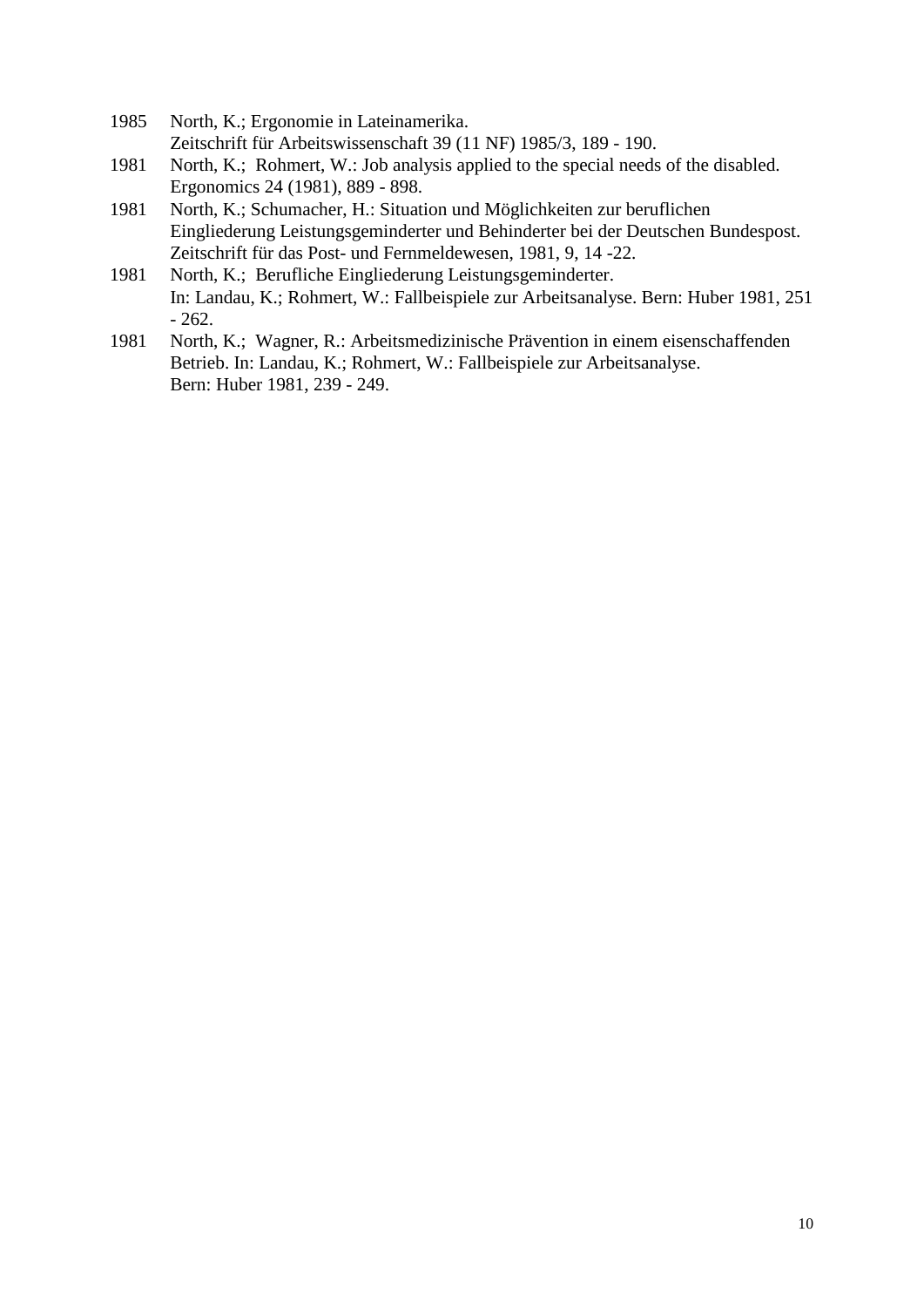1985 North, K.; Ergonomie in Lateinamerika.
Zeitschrift für Arbeitswissenschaft 39 (11 NF) 1985/3, 189 - 190.

1981 North, K.; Rohmert, W.: Job analysis applied to the special needs of the disabled.
Ergonomics 24 (1981), 889 - 898.

1981 North, K.; Schumacher, H.: Situation und Möglichkeiten zur beruflichen Eingliederung Leistungsgeminderter und Behinderter bei der Deutschen Bundespost.
Zeitschrift für das Post- und Fernmeldewesen, 1981, 9, 14 -22.

1981 North, K.; Berufliche Eingliederung Leistungsgeminderter.
In: Landau, K.; Rohmert, W.: Fallbeispiele zur Arbeitsanalyse. Bern: Huber 1981, 251 - 262.

1981 North, K.; Wagner, R.: Arbeitsmedizinische Prävention in einem eisenschaffenden Betrieb. In: Landau, K.; Rohmert, W.: Fallbeispiele zur Arbeitsanalyse.
Bern: Huber 1981, 239 - 249.